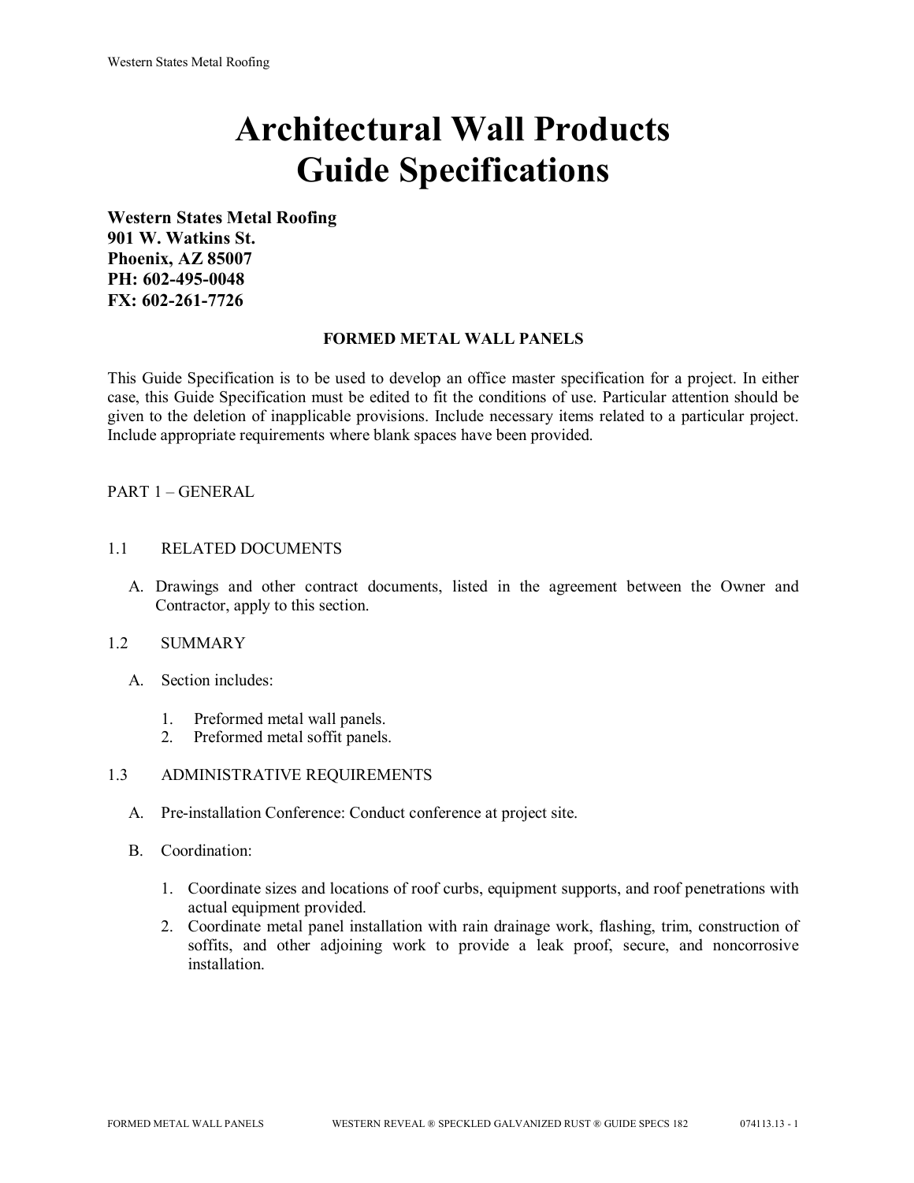# Architectural Wall Products
# Guide Specifications

**Western States Metal Roofing**
**901 W. Watkins St.**
**Phoenix, AZ 85007**
**PH: 602-495-0048**
**FX: 602-261-7726**

## FORMED METAL WALL PANELS

This Guide Specification is to be used to develop an office master specification for a project. In either case, this Guide Specification must be edited to fit the conditions of use. Particular attention should be given to the deletion of inapplicable provisions. Include necessary items related to a particular project. Include appropriate requirements where blank spaces have been provided.

PART 1 – GENERAL

1.1 RELATED DOCUMENTS

A. Drawings and other contract documents, listed in the agreement between the Owner and Contractor, apply to this section.

1.2 SUMMARY

A. Section includes:

1. Preformed metal wall panels.
2. Preformed metal soffit panels.

1.3 ADMINISTRATIVE REQUIREMENTS

A. Pre-installation Conference: Conduct conference at project site.

B. Coordination:

1. Coordinate sizes and locations of roof curbs, equipment supports, and roof penetrations with actual equipment provided.
2. Coordinate metal panel installation with rain drainage work, flashing, trim, construction of soffits, and other adjoining work to provide a leak proof, secure, and noncorrosive installation.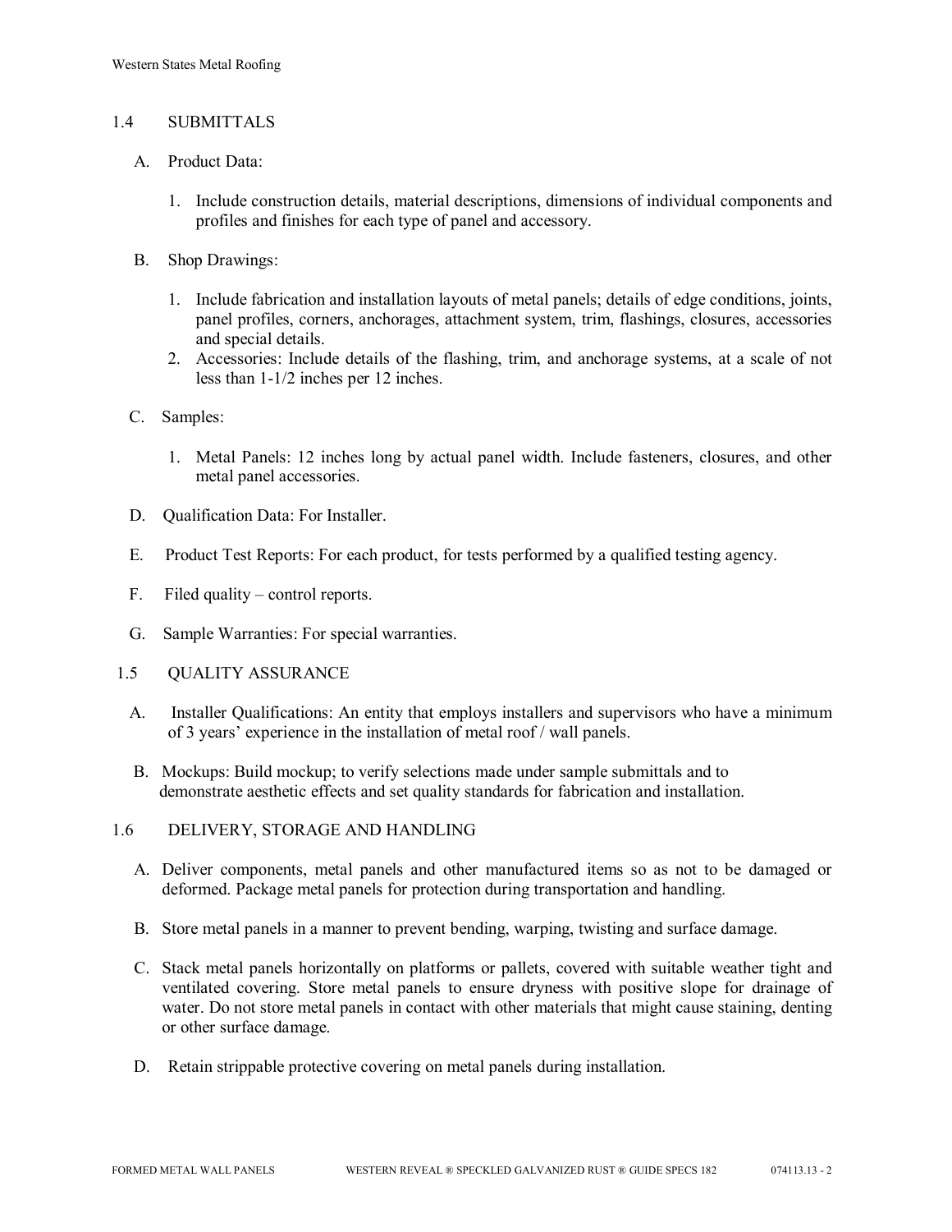## 1.4 SUBMITTALS

A. Product Data:

1. Include construction details, material descriptions, dimensions of individual components and profiles and finishes for each type of panel and accessory.

B. Shop Drawings:

1. Include fabrication and installation layouts of metal panels; details of edge conditions, joints, panel profiles, corners, anchorages, attachment system, trim, flashings, closures, accessories and special details.
2. Accessories: Include details of the flashing, trim, and anchorage systems, at a scale of not less than 1-1/2 inches per 12 inches.

C. Samples:

1. Metal Panels: 12 inches long by actual panel width. Include fasteners, closures, and other metal panel accessories.

D. Qualification Data: For Installer.

E. Product Test Reports: For each product, for tests performed by a qualified testing agency.

F. Filed quality – control reports.

G. Sample Warranties: For special warranties.

## 1.5 QUALITY ASSURANCE

A. Installer Qualifications: An entity that employs installers and supervisors who have a minimum of 3 years' experience in the installation of metal roof / wall panels.

B. Mockups: Build mockup; to verify selections made under sample submittals and to demonstrate aesthetic effects and set quality standards for fabrication and installation.

## 1.6 DELIVERY, STORAGE AND HANDLING

A. Deliver components, metal panels and other manufactured items so as not to be damaged or deformed. Package metal panels for protection during transportation and handling.

B. Store metal panels in a manner to prevent bending, warping, twisting and surface damage.

C. Stack metal panels horizontally on platforms or pallets, covered with suitable weather tight and ventilated covering. Store metal panels to ensure dryness with positive slope for drainage of water. Do not store metal panels in contact with other materials that might cause staining, denting or other surface damage.

D. Retain strippable protective covering on metal panels during installation.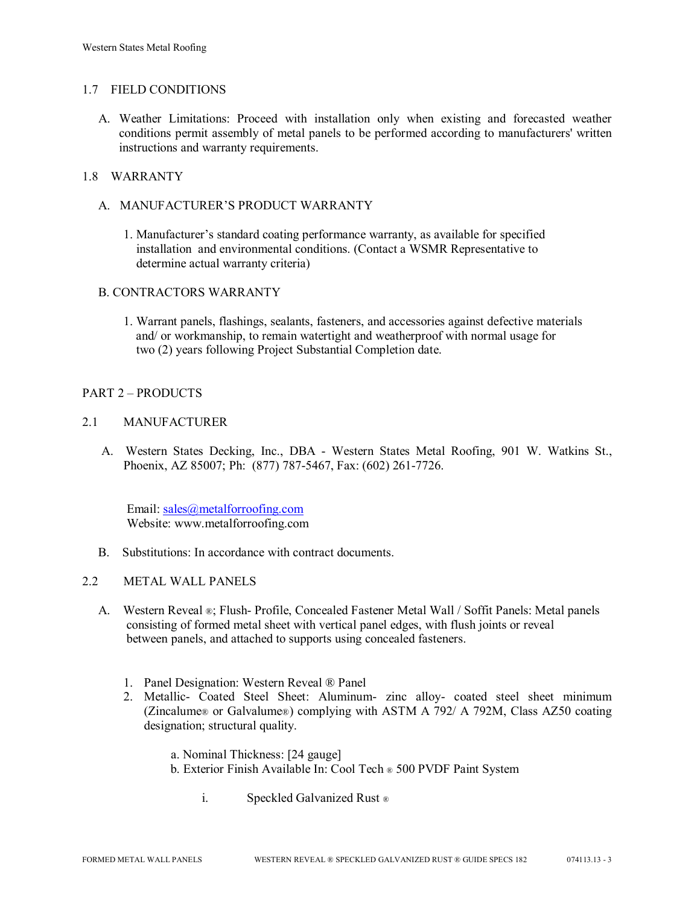## 1.7 FIELD CONDITIONS

A. Weather Limitations: Proceed with installation only when existing and forecasted weather conditions permit assembly of metal panels to be performed according to manufacturers' written instructions and warranty requirements.

## 1.8 WARRANTY

A. MANUFACTURER'S PRODUCT WARRANTY

1. Manufacturer's standard coating performance warranty, as available for specified installation and environmental conditions. (Contact a WSMR Representative to determine actual warranty criteria)

B. CONTRACTORS WARRANTY

1. Warrant panels, flashings, sealants, fasteners, and accessories against defective materials and/ or workmanship, to remain watertight and weatherproof with normal usage for two (2) years following Project Substantial Completion date.

# PART 2 – PRODUCTS

## 2.1 MANUFACTURER

A. Western States Decking, Inc., DBA - Western States Metal Roofing, 901 W. Watkins St., Phoenix, AZ 85007; Ph: (877) 787-5467, Fax: (602) 261-7726.

Email: sales@metalforroofing.com
Website: www.metalforroofing.com

B. Substitutions: In accordance with contract documents.

## 2.2 METAL WALL PANELS

A. Western Reveal ®; Flush- Profile, Concealed Fastener Metal Wall / Soffit Panels: Metal panels consisting of formed metal sheet with vertical panel edges, with flush joints or reveal between panels, and attached to supports using concealed fasteners.

1. Panel Designation: Western Reveal ® Panel
2. Metallic- Coated Steel Sheet: Aluminum- zinc alloy- coated steel sheet minimum (Zincalume® or Galvalume®) complying with ASTM A 792/ A 792M, Class AZ50 coating designation; structural quality.

   a. Nominal Thickness: [24 gauge]
   b. Exterior Finish Available In: Cool Tech ® 500 PVDF Paint System

      i. Speckled Galvanized Rust ®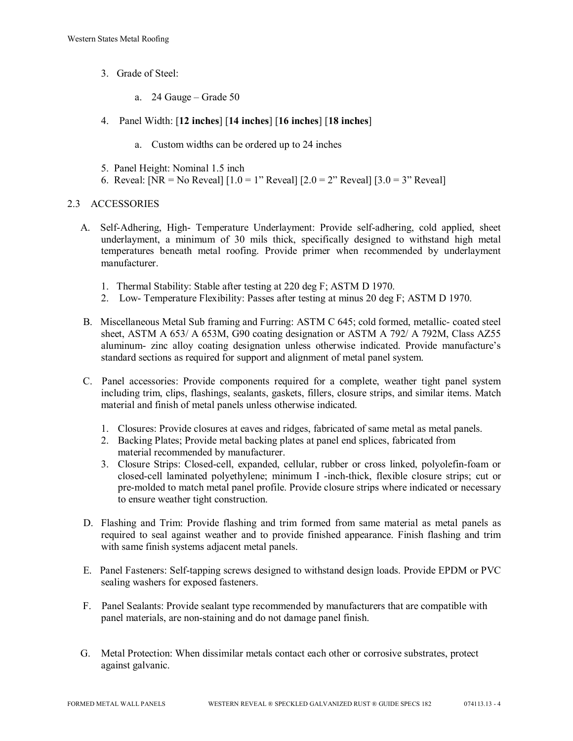3. Grade of Steel:

    a. 24 Gauge – Grade 50

4. Panel Width: [**12 inches**] [**14 inches**] [**16 inches**] [**18 inches**]

    a. Custom widths can be ordered up to 24 inches

5. Panel Height: Nominal 1.5 inch
6. Reveal: [NR = No Reveal] [1.0 = 1" Reveal] [2.0 = 2" Reveal] [3.0 = 3" Reveal]

## 2.3 ACCESSORIES

A. Self-Adhering, High- Temperature Underlayment: Provide self-adhering, cold applied, sheet underlayment, a minimum of 30 mils thick, specifically designed to withstand high metal temperatures beneath metal roofing. Provide primer when recommended by underlayment manufacturer.

    1. Thermal Stability: Stable after testing at 220 deg F; ASTM D 1970.
    2. Low- Temperature Flexibility: Passes after testing at minus 20 deg F; ASTM D 1970.

B. Miscellaneous Metal Sub framing and Furring: ASTM C 645; cold formed, metallic- coated steel sheet, ASTM A 653/ A 653M, G90 coating designation or ASTM A 792/ A 792M, Class AZ55 aluminum- zinc alloy coating designation unless otherwise indicated. Provide manufacture's standard sections as required for support and alignment of metal panel system.

C. Panel accessories: Provide components required for a complete, weather tight panel system including trim, clips, flashings, sealants, gaskets, fillers, closure strips, and similar items. Match material and finish of metal panels unless otherwise indicated.

    1. Closures: Provide closures at eaves and ridges, fabricated of same metal as metal panels.
    2. Backing Plates; Provide metal backing plates at panel end splices, fabricated from material recommended by manufacturer.
    3. Closure Strips: Closed-cell, expanded, cellular, rubber or cross linked, polyolefin-foam or closed-cell laminated polyethylene; minimum I -inch-thick, flexible closure strips; cut or pre-molded to match metal panel profile. Provide closure strips where indicated or necessary to ensure weather tight construction.

D. Flashing and Trim: Provide flashing and trim formed from same material as metal panels as required to seal against weather and to provide finished appearance. Finish flashing and trim with same finish systems adjacent metal panels.

E. Panel Fasteners: Self-tapping screws designed to withstand design loads. Provide EPDM or PVC sealing washers for exposed fasteners.

F. Panel Sealants: Provide sealant type recommended by manufacturers that are compatible with panel materials, are non-staining and do not damage panel finish.

G. Metal Protection: When dissimilar metals contact each other or corrosive substrates, protect against galvanic.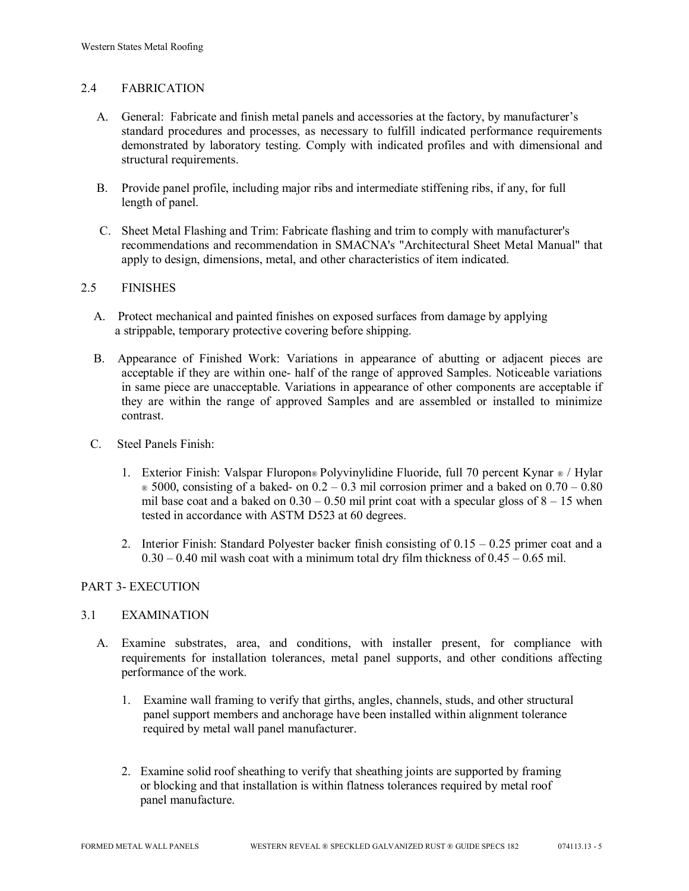## 2.4 FABRICATION

A. General: Fabricate and finish metal panels and accessories at the factory, by manufacturer's standard procedures and processes, as necessary to fulfill indicated performance requirements demonstrated by laboratory testing. Comply with indicated profiles and with dimensional and structural requirements.

B. Provide panel profile, including major ribs and intermediate stiffening ribs, if any, for full length of panel.

C. Sheet Metal Flashing and Trim: Fabricate flashing and trim to comply with manufacturer's recommendations and recommendation in SMACNA's "Architectural Sheet Metal Manual" that apply to design, dimensions, metal, and other characteristics of item indicated.

## 2.5 FINISHES

A. Protect mechanical and painted finishes on exposed surfaces from damage by applying a strippable, temporary protective covering before shipping.

B. Appearance of Finished Work: Variations in appearance of abutting or adjacent pieces are acceptable if they are within one- half of the range of approved Samples. Noticeable variations in same piece are unacceptable. Variations in appearance of other components are acceptable if they are within the range of approved Samples and are assembled or installed to minimize contrast.

C. Steel Panels Finish:

1. Exterior Finish: Valspar Fluropon® Polyvinylidine Fluoride, full 70 percent Kynar ® / Hylar ® 5000, consisting of a baked- on 0.2 – 0.3 mil corrosion primer and a baked on 0.70 – 0.80 mil base coat and a baked on 0.30 – 0.50 mil print coat with a specular gloss of 8 – 15 when tested in accordance with ASTM D523 at 60 degrees.

2. Interior Finish: Standard Polyester backer finish consisting of 0.15 – 0.25 primer coat and a 0.30 – 0.40 mil wash coat with a minimum total dry film thickness of 0.45 – 0.65 mil.

# PART 3- EXECUTION

## 3.1 EXAMINATION

A. Examine substrates, area, and conditions, with installer present, for compliance with requirements for installation tolerances, metal panel supports, and other conditions affecting performance of the work.

1. Examine wall framing to verify that girths, angles, channels, studs, and other structural panel support members and anchorage have been installed within alignment tolerance required by metal wall panel manufacturer.

2. Examine solid roof sheathing to verify that sheathing joints are supported by framing or blocking and that installation is within flatness tolerances required by metal roof panel manufacture.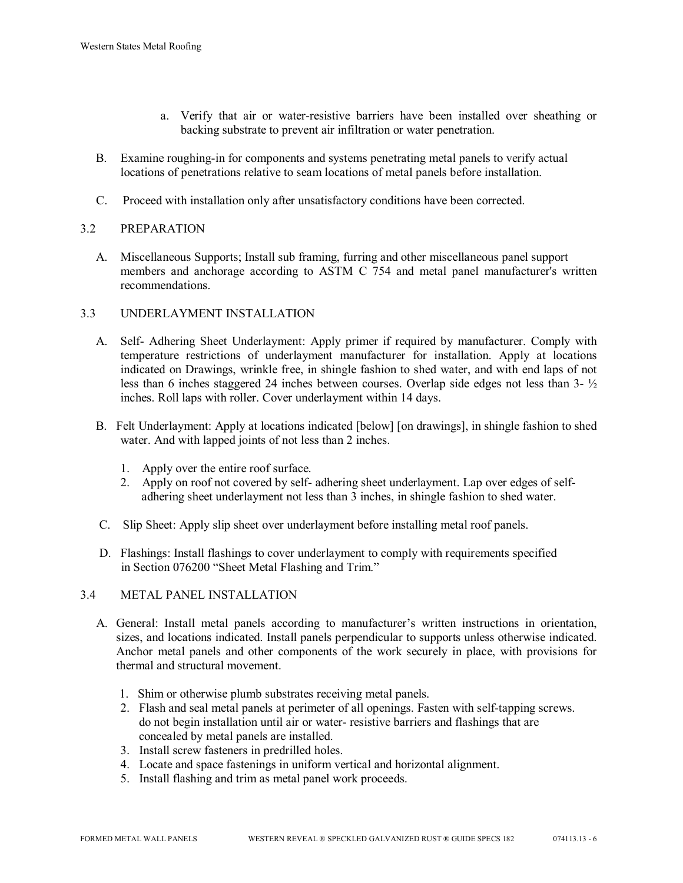a. Verify that air or water-resistive barriers have been installed over sheathing or backing substrate to prevent air infiltration or water penetration.

B. Examine roughing-in for components and systems penetrating metal panels to verify actual locations of penetrations relative to seam locations of metal panels before installation.

C. Proceed with installation only after unsatisfactory conditions have been corrected.

3.2 PREPARATION

A. Miscellaneous Supports; Install sub framing, furring and other miscellaneous panel support members and anchorage according to ASTM C 754 and metal panel manufacturer's written recommendations.

3.3 UNDERLAYMENT INSTALLATION

A. Self- Adhering Sheet Underlayment: Apply primer if required by manufacturer. Comply with temperature restrictions of underlayment manufacturer for installation. Apply at locations indicated on Drawings, wrinkle free, in shingle fashion to shed water, and with end laps of not less than 6 inches staggered 24 inches between courses. Overlap side edges not less than 3- ½ inches. Roll laps with roller. Cover underlayment within 14 days.

B. Felt Underlayment: Apply at locations indicated [below] [on drawings], in shingle fashion to shed water. And with lapped joints of not less than 2 inches.

1. Apply over the entire roof surface.
2. Apply on roof not covered by self- adhering sheet underlayment. Lap over edges of self- adhering sheet underlayment not less than 3 inches, in shingle fashion to shed water.

C. Slip Sheet: Apply slip sheet over underlayment before installing metal roof panels.

D. Flashings: Install flashings to cover underlayment to comply with requirements specified in Section 076200 “Sheet Metal Flashing and Trim.”

3.4 METAL PANEL INSTALLATION

A. General: Install metal panels according to manufacturer’s written instructions in orientation, sizes, and locations indicated. Install panels perpendicular to supports unless otherwise indicated. Anchor metal panels and other components of the work securely in place, with provisions for thermal and structural movement.

1. Shim or otherwise plumb substrates receiving metal panels.
2. Flash and seal metal panels at perimeter of all openings. Fasten with self-tapping screws. do not begin installation until air or water- resistive barriers and flashings that are concealed by metal panels are installed.
3. Install screw fasteners in predrilled holes.
4. Locate and space fastenings in uniform vertical and horizontal alignment.
5. Install flashing and trim as metal panel work proceeds.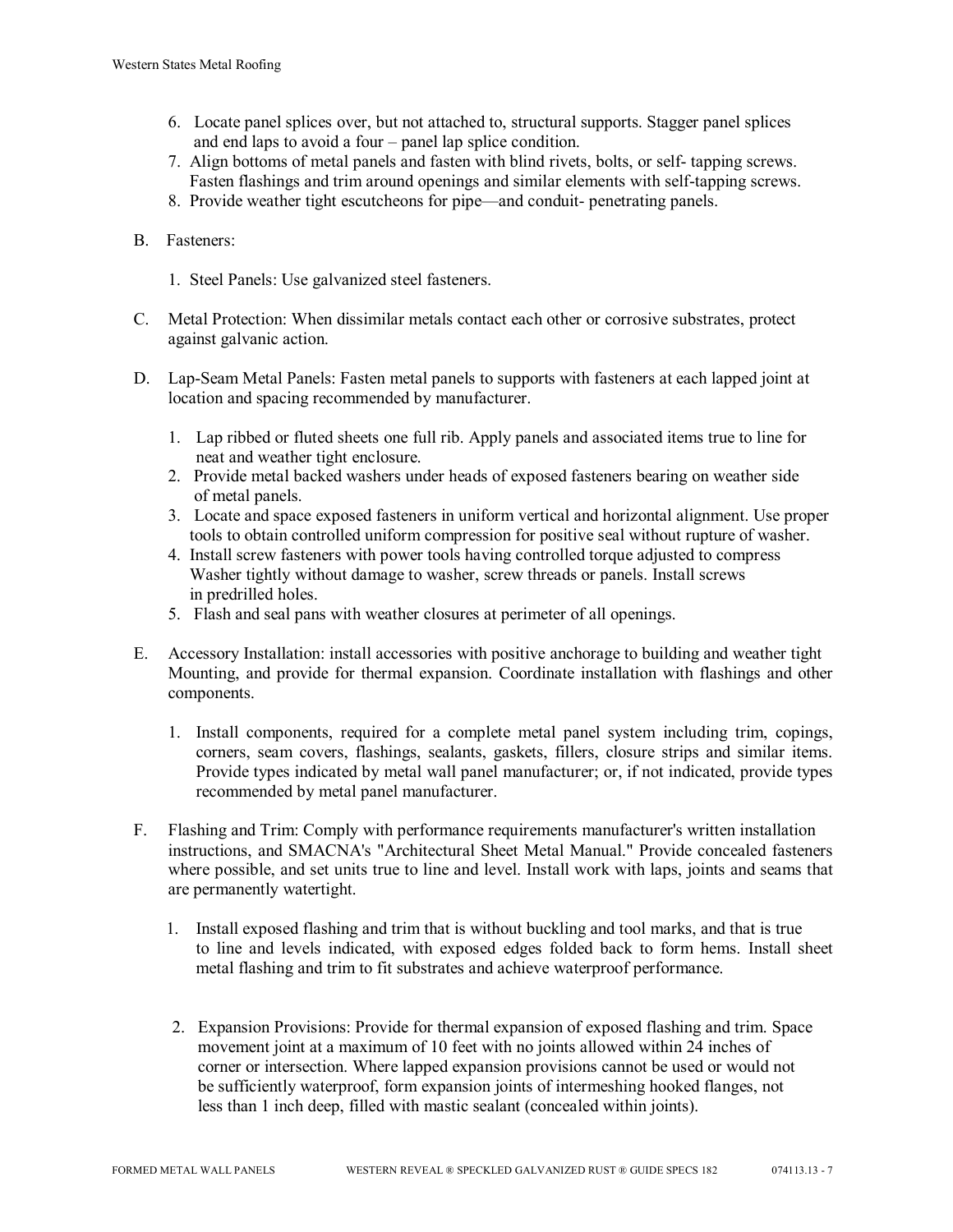6. Locate panel splices over, but not attached to, structural supports. Stagger panel splices and end laps to avoid a four – panel lap splice condition.
7. Align bottoms of metal panels and fasten with blind rivets, bolts, or self- tapping screws. Fasten flashings and trim around openings and similar elements with self-tapping screws.
8. Provide weather tight escutcheons for pipe—and conduit- penetrating panels.

B. Fasteners:

1. Steel Panels: Use galvanized steel fasteners.

C. Metal Protection: When dissimilar metals contact each other or corrosive substrates, protect against galvanic action.

D. Lap-Seam Metal Panels: Fasten metal panels to supports with fasteners at each lapped joint at location and spacing recommended by manufacturer.

1. Lap ribbed or fluted sheets one full rib. Apply panels and associated items true to line for neat and weather tight enclosure.
2. Provide metal backed washers under heads of exposed fasteners bearing on weather side of metal panels.
3. Locate and space exposed fasteners in uniform vertical and horizontal alignment. Use proper tools to obtain controlled uniform compression for positive seal without rupture of washer.
4. Install screw fasteners with power tools having controlled torque adjusted to compress Washer tightly without damage to washer, screw threads or panels. Install screws in predrilled holes.
5. Flash and seal pans with weather closures at perimeter of all openings.

E. Accessory Installation: install accessories with positive anchorage to building and weather tight Mounting, and provide for thermal expansion. Coordinate installation with flashings and other components.

1. Install components, required for a complete metal panel system including trim, copings, corners, seam covers, flashings, sealants, gaskets, fillers, closure strips and similar items. Provide types indicated by metal wall panel manufacturer; or, if not indicated, provide types recommended by metal panel manufacturer.

F. Flashing and Trim: Comply with performance requirements manufacturer's written installation instructions, and SMACNA's "Architectural Sheet Metal Manual." Provide concealed fasteners where possible, and set units true to line and level. Install work with laps, joints and seams that are permanently watertight.

1. Install exposed flashing and trim that is without buckling and tool marks, and that is true to line and levels indicated, with exposed edges folded back to form hems. Install sheet metal flashing and trim to fit substrates and achieve waterproof performance.

2. Expansion Provisions: Provide for thermal expansion of exposed flashing and trim. Space movement joint at a maximum of 10 feet with no joints allowed within 24 inches of corner or intersection. Where lapped expansion provisions cannot be used or would not be sufficiently waterproof, form expansion joints of intermeshing hooked flanges, not less than 1 inch deep, filled with mastic sealant (concealed within joints).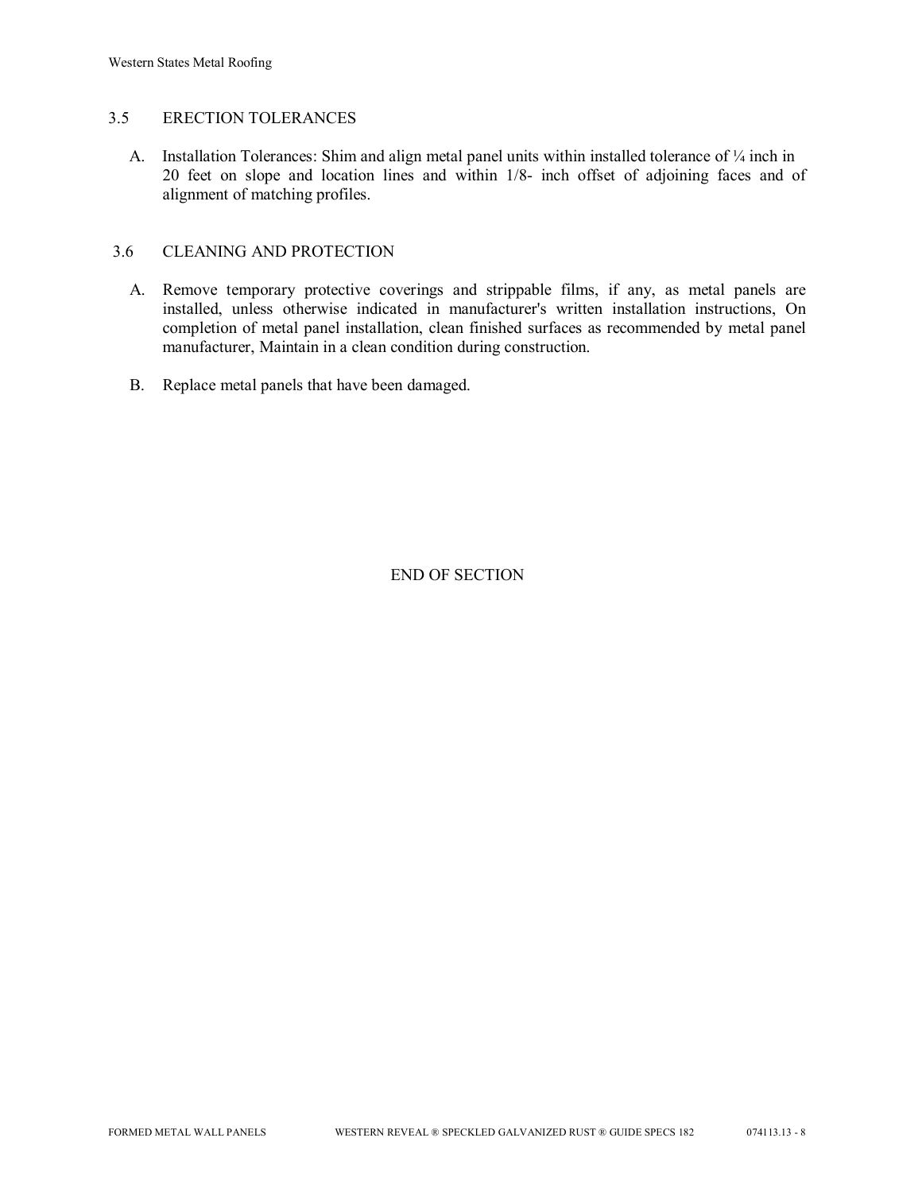## 3.5 ERECTION TOLERANCES

A. Installation Tolerances: Shim and align metal panel units within installed tolerance of ¼ inch in 20 feet on slope and location lines and within 1/8- inch offset of adjoining faces and of alignment of matching profiles.

## 3.6 CLEANING AND PROTECTION

A. Remove temporary protective coverings and strippable films, if any, as metal panels are installed, unless otherwise indicated in manufacturer's written installation instructions, On completion of metal panel installation, clean finished surfaces as recommended by metal panel manufacturer, Maintain in a clean condition during construction.

B. Replace metal panels that have been damaged.

END OF SECTION